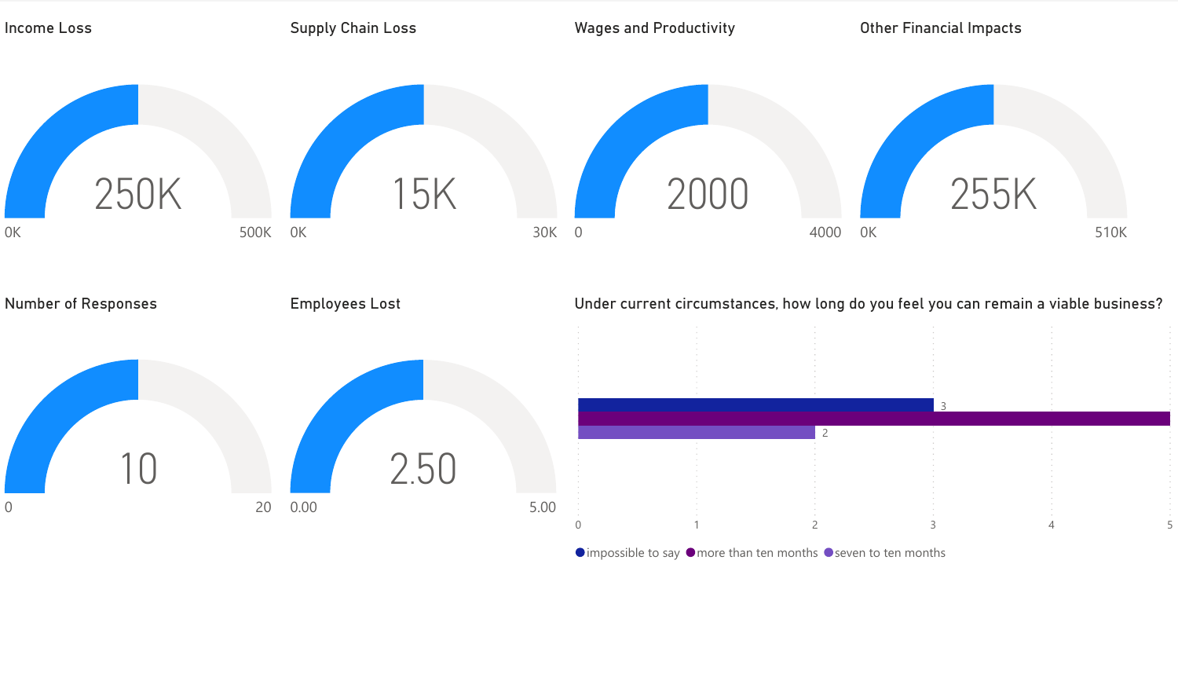## Income Loss

250K

0K — 500K

## Supply Chain Loss

15K

0K — 30K

## Wages and Productivity

2000

0 — 4000

## Other Financial Impacts

255K

0K — 510K

## Number of Responses

10

0 — 20

## Employees Lost

2.50

0.00 — 5.00

## Under current circumstances, how long do you feel you can remain a viable business?

| Response | Count |
| --- | --- |
| impossible to say | 3 |
| more than ten months | 5 |
| seven to ten months | 2 |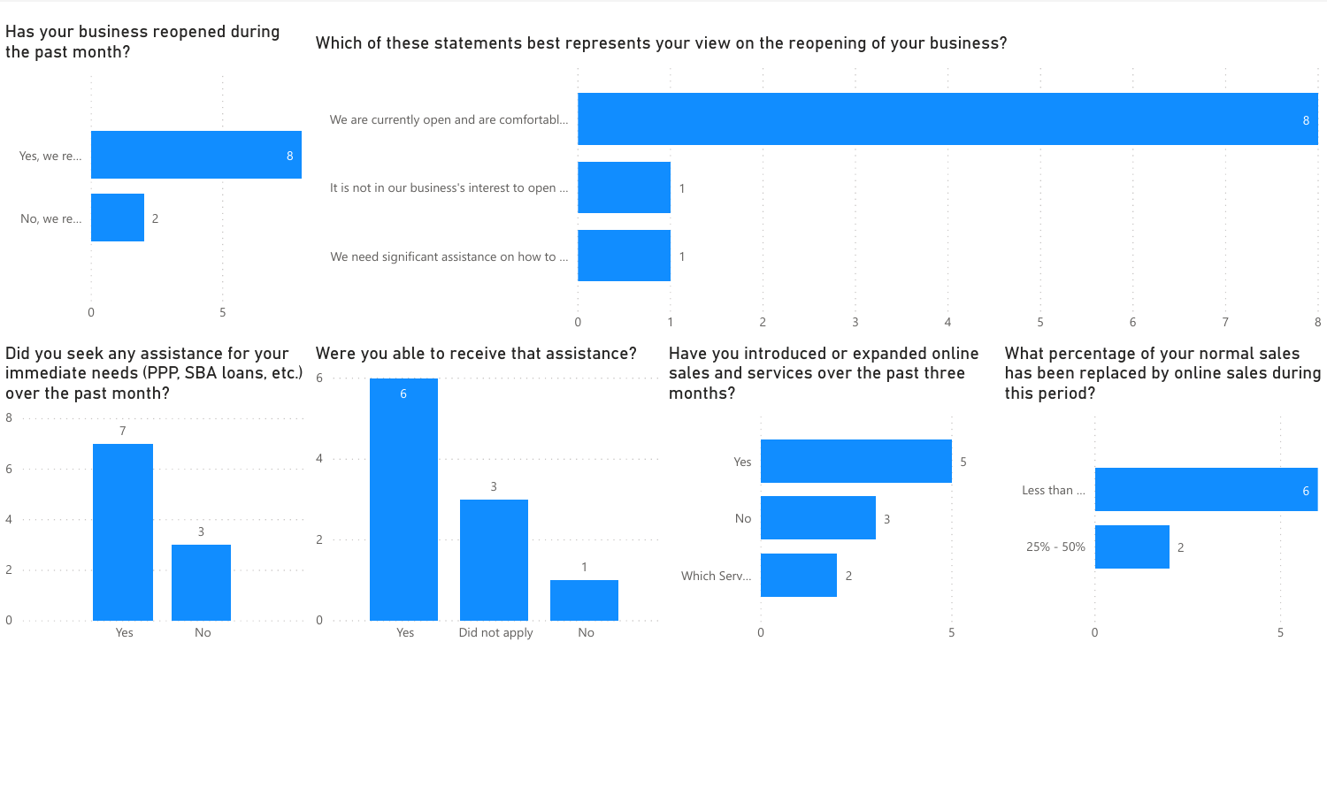## Has your business reopened during the past month?

Yes, we re...
8

No, we re...
2

0
5

## Which of these statements best represents your view on the reopening of your business?

We are currently open and are comfortabl...
8

It is not in our business's interest to open ...
1

We need significant assistance on how to ...
1

0
1
2
3
4
5
6
7
8

## Did you seek any assistance for your immediate needs (PPP, SBA loans, etc.) over the past month?

8
6
4
2
0

7
Yes

3
No

## Were you able to receive that assistance?

6
4
2
0

6
Yes

3
Did not apply

1
No

## Have you introduced or expanded online sales and services over the past three months?

Yes
5

No
3

Which Serv...
2

0
5

## What percentage of your normal sales has been replaced by online sales during this period?

Less than ...
6

25% - 50%
2

0
5